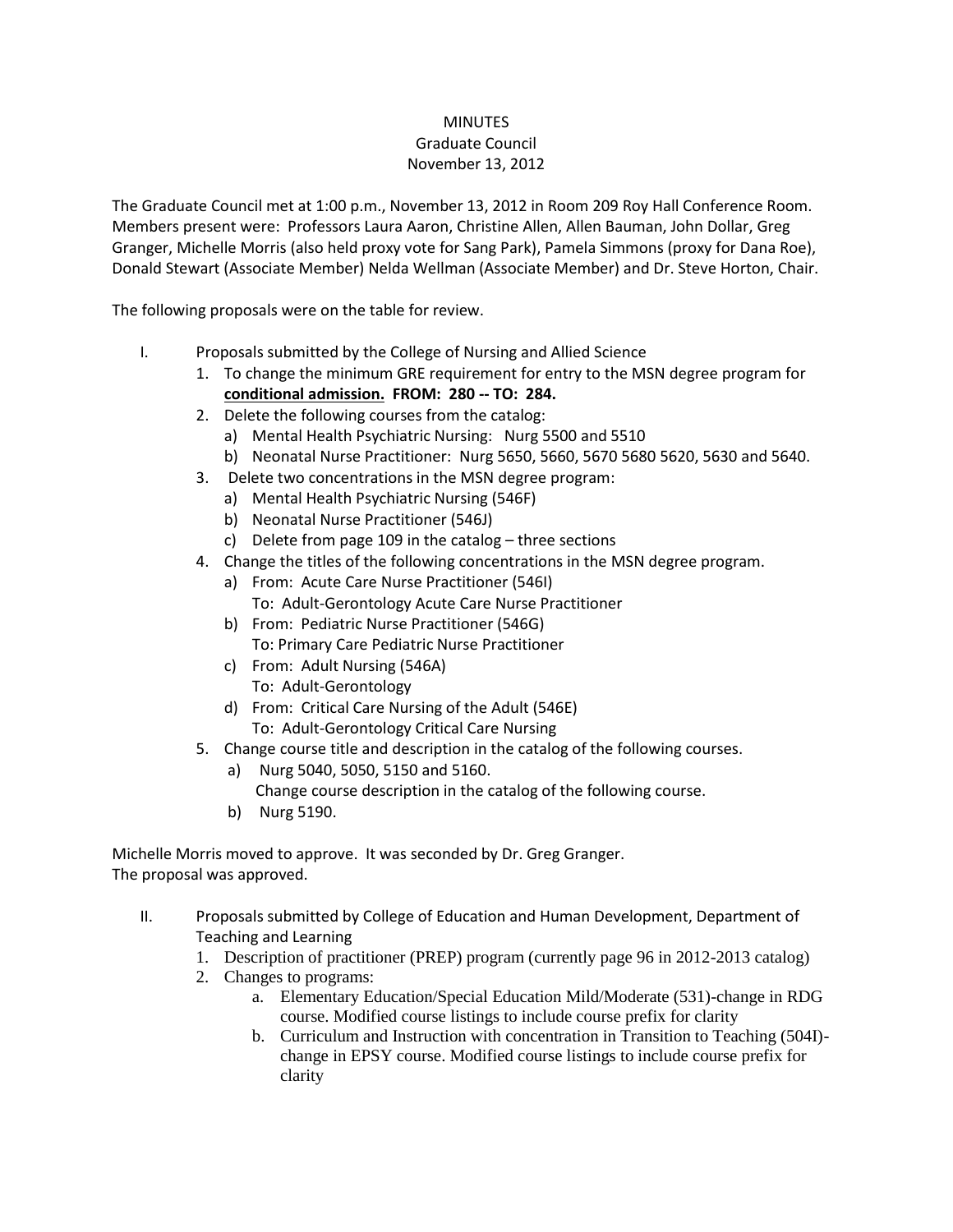# MINUTES

## Graduate Council

### November 13, 2012

The Graduate Council met at 1:00 p.m., November 13, 2012 in Room 209 Roy Hall Conference Room. Members present were: Professors Laura Aaron, Christine Allen, Allen Bauman, John Dollar, Greg Granger, Michelle Morris (also held proxy vote for Sang Park), Pamela Simmons (proxy for Dana Roe), Donald Stewart (Associate Member) Nelda Wellman (Associate Member) and Dr. Steve Horton, Chair.

The following proposals were on the table for review.

I. Proposals submitted by the College of Nursing and Allied Science
   1. To change the minimum GRE requirement for entry to the MSN degree program for **conditional admission. FROM: 280 -- TO: 284.**
   2. Delete the following courses from the catalog:
      a) Mental Health Psychiatric Nursing: Nurg 5500 and 5510
      b) Neonatal Nurse Practitioner: Nurg 5650, 5660, 5670 5680 5620, 5630 and 5640.
   3. Delete two concentrations in the MSN degree program:
      a) Mental Health Psychiatric Nursing (546F)
      b) Neonatal Nurse Practitioner (546J)
      c) Delete from page 109 in the catalog – three sections
   4. Change the titles of the following concentrations in the MSN degree program.
      a) From: Acute Care Nurse Practitioner (546I)
         To: Adult-Gerontology Acute Care Nurse Practitioner
      b) From: Pediatric Nurse Practitioner (546G)
         To: Primary Care Pediatric Nurse Practitioner
      c) From: Adult Nursing (546A)
         To: Adult-Gerontology
      d) From: Critical Care Nursing of the Adult (546E)
         To: Adult-Gerontology Critical Care Nursing
   5. Change course title and description in the catalog of the following courses.
      a) Nurg 5040, 5050, 5150 and 5160.
         Change course description in the catalog of the following course.
      b) Nurg 5190.

Michelle Morris moved to approve. It was seconded by Dr. Greg Granger.
The proposal was approved.

II. Proposals submitted by College of Education and Human Development, Department of Teaching and Learning
   1. Description of practitioner (PREP) program (currently page 96 in 2012-2013 catalog)
   2. Changes to programs:
      a. Elementary Education/Special Education Mild/Moderate (531)-change in RDG course. Modified course listings to include course prefix for clarity
      b. Curriculum and Instruction with concentration in Transition to Teaching (504I)-change in EPSY course. Modified course listings to include course prefix for clarity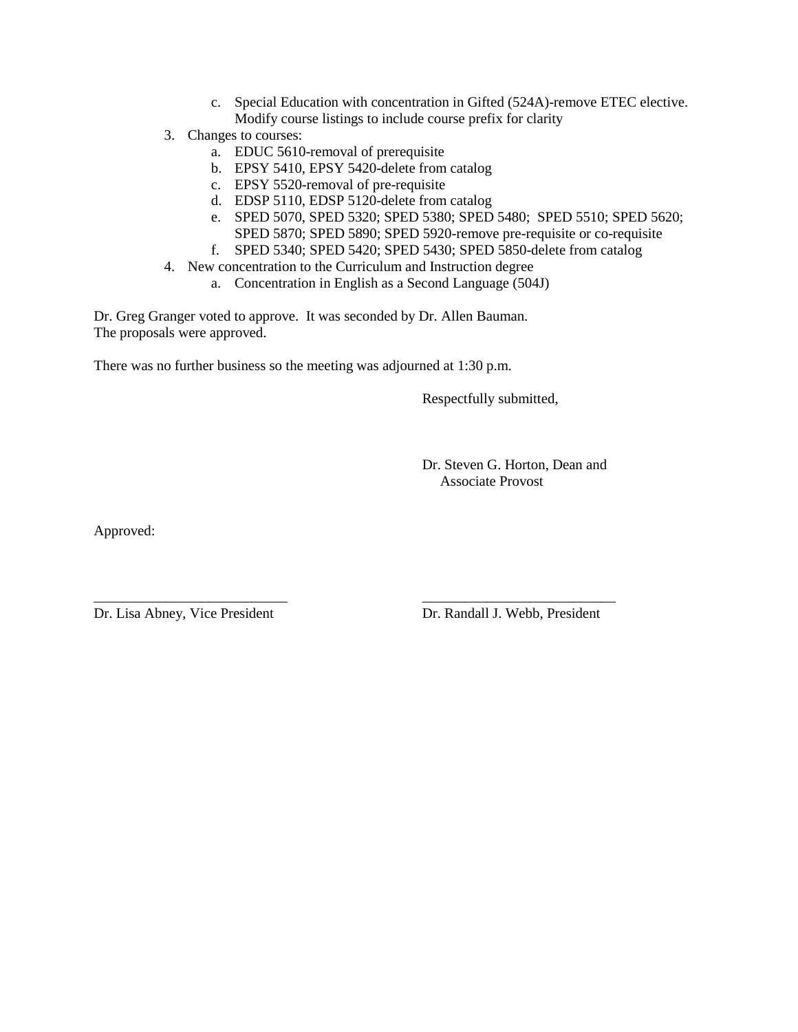c. Special Education with concentration in Gifted (524A)-remove ETEC elective. Modify course listings to include course prefix for clarity

3. Changes to courses:
   a. EDUC 5610-removal of prerequisite
   b. EPSY 5410, EPSY 5420-delete from catalog
   c. EPSY 5520-removal of pre-requisite
   d. EDSP 5110, EDSP 5120-delete from catalog
   e. SPED 5070, SPED 5320; SPED 5380; SPED 5480; SPED 5510; SPED 5620; SPED 5870; SPED 5890; SPED 5920-remove pre-requisite or co-requisite
   f. SPED 5340; SPED 5420; SPED 5430; SPED 5850-delete from catalog

4. New concentration to the Curriculum and Instruction degree
   a. Concentration in English as a Second Language (504J)

Dr. Greg Granger voted to approve. It was seconded by Dr. Allen Bauman.
The proposals were approved.

There was no further business so the meeting was adjourned at 1:30 p.m.

Respectfully submitted,

Dr. Steven G. Horton, Dean and
Associate Provost

Approved:

___________________________

Dr. Lisa Abney, Vice President

___________________________

Dr. Randall J. Webb, President